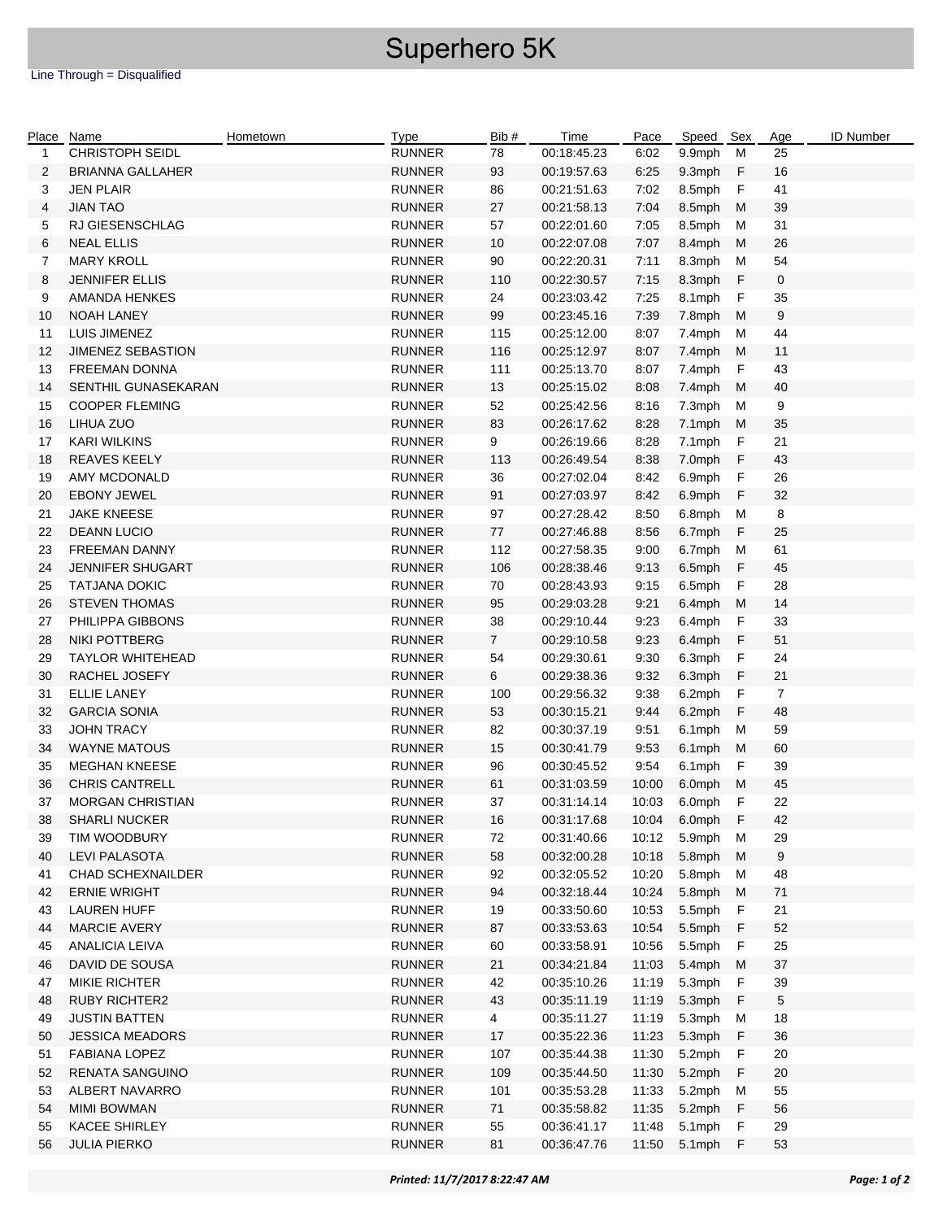# Superhero 5K

Line Through = Disqualified

| Place | Name | Hometown | Type | Bib # | Time | Pace | Speed | Sex | Age | ID Number |
|---|---|---|---|---|---|---|---|---|---|---|
| 1 | CHRISTOPH SEIDL | | RUNNER | 78 | 00:18:45.23 | 6:02 | 9.9mph | M | 25 | |
| 2 | BRIANNA GALLAHER | | RUNNER | 93 | 00:19:57.63 | 6:25 | 9.3mph | F | 16 | |
| 3 | JEN PLAIR | | RUNNER | 86 | 00:21:51.63 | 7:02 | 8.5mph | F | 41 | |
| 4 | JIAN TAO | | RUNNER | 27 | 00:21:58.13 | 7:04 | 8.5mph | M | 39 | |
| 5 | RJ GIESENSCHLAG | | RUNNER | 57 | 00:22:01.60 | 7:05 | 8.5mph | M | 31 | |
| 6 | NEAL ELLIS | | RUNNER | 10 | 00:22:07.08 | 7:07 | 8.4mph | M | 26 | |
| 7 | MARY KROLL | | RUNNER | 90 | 00:22:20.31 | 7:11 | 8.3mph | M | 54 | |
| 8 | JENNIFER ELLIS | | RUNNER | 110 | 00:22:30.57 | 7:15 | 8.3mph | F | 0 | |
| 9 | AMANDA HENKES | | RUNNER | 24 | 00:23:03.42 | 7:25 | 8.1mph | F | 35 | |
| 10 | NOAH LANEY | | RUNNER | 99 | 00:23:45.16 | 7:39 | 7.8mph | M | 9 | |
| 11 | LUIS JIMENEZ | | RUNNER | 115 | 00:25:12.00 | 8:07 | 7.4mph | M | 44 | |
| 12 | JIMENEZ SEBASTION | | RUNNER | 116 | 00:25:12.97 | 8:07 | 7.4mph | M | 11 | |
| 13 | FREEMAN DONNA | | RUNNER | 111 | 00:25:13.70 | 8:07 | 7.4mph | F | 43 | |
| 14 | SENTHIL GUNASEKARAN | | RUNNER | 13 | 00:25:15.02 | 8:08 | 7.4mph | M | 40 | |
| 15 | COOPER FLEMING | | RUNNER | 52 | 00:25:42.56 | 8:16 | 7.3mph | M | 9 | |
| 16 | LIHUA ZUO | | RUNNER | 83 | 00:26:17.62 | 8:28 | 7.1mph | M | 35 | |
| 17 | KARI WILKINS | | RUNNER | 9 | 00:26:19.66 | 8:28 | 7.1mph | F | 21 | |
| 18 | REAVES KEELY | | RUNNER | 113 | 00:26:49.54 | 8:38 | 7.0mph | F | 43 | |
| 19 | AMY MCDONALD | | RUNNER | 36 | 00:27:02.04 | 8:42 | 6.9mph | F | 26 | |
| 20 | EBONY JEWEL | | RUNNER | 91 | 00:27:03.97 | 8:42 | 6.9mph | F | 32 | |
| 21 | JAKE KNEESE | | RUNNER | 97 | 00:27:28.42 | 8:50 | 6.8mph | M | 8 | |
| 22 | DEANN LUCIO | | RUNNER | 77 | 00:27:46.88 | 8:56 | 6.7mph | F | 25 | |
| 23 | FREEMAN DANNY | | RUNNER | 112 | 00:27:58.35 | 9:00 | 6.7mph | M | 61 | |
| 24 | JENNIFER SHUGART | | RUNNER | 106 | 00:28:38.46 | 9:13 | 6.5mph | F | 45 | |
| 25 | TATJANA DOKIC | | RUNNER | 70 | 00:28:43.93 | 9:15 | 6.5mph | F | 28 | |
| 26 | STEVEN THOMAS | | RUNNER | 95 | 00:29:03.28 | 9:21 | 6.4mph | M | 14 | |
| 27 | PHILIPPA GIBBONS | | RUNNER | 38 | 00:29:10.44 | 9:23 | 6.4mph | F | 33 | |
| 28 | NIKI POTTBERG | | RUNNER | 7 | 00:29:10.58 | 9:23 | 6.4mph | F | 51 | |
| 29 | TAYLOR WHITEHEAD | | RUNNER | 54 | 00:29:30.61 | 9:30 | 6.3mph | F | 24 | |
| 30 | RACHEL JOSEFY | | RUNNER | 6 | 00:29:38.36 | 9:32 | 6.3mph | F | 21 | |
| 31 | ELLIE LANEY | | RUNNER | 100 | 00:29:56.32 | 9:38 | 6.2mph | F | 7 | |
| 32 | GARCIA SONIA | | RUNNER | 53 | 00:30:15.21 | 9:44 | 6.2mph | F | 48 | |
| 33 | JOHN TRACY | | RUNNER | 82 | 00:30:37.19 | 9:51 | 6.1mph | M | 59 | |
| 34 | WAYNE MATOUS | | RUNNER | 15 | 00:30:41.79 | 9:53 | 6.1mph | M | 60 | |
| 35 | MEGHAN KNEESE | | RUNNER | 96 | 00:30:45.52 | 9:54 | 6.1mph | F | 39 | |
| 36 | CHRIS CANTRELL | | RUNNER | 61 | 00:31:03.59 | 10:00 | 6.0mph | M | 45 | |
| 37 | MORGAN CHRISTIAN | | RUNNER | 37 | 00:31:14.14 | 10:03 | 6.0mph | F | 22 | |
| 38 | SHARLI NUCKER | | RUNNER | 16 | 00:31:17.68 | 10:04 | 6.0mph | F | 42 | |
| 39 | TIM WOODBURY | | RUNNER | 72 | 00:31:40.66 | 10:12 | 5.9mph | M | 29 | |
| 40 | LEVI PALASOTA | | RUNNER | 58 | 00:32:00.28 | 10:18 | 5.8mph | M | 9 | |
| 41 | CHAD SCHEXNAILDER | | RUNNER | 92 | 00:32:05.52 | 10:20 | 5.8mph | M | 48 | |
| 42 | ERNIE WRIGHT | | RUNNER | 94 | 00:32:18.44 | 10:24 | 5.8mph | M | 71 | |
| 43 | LAUREN HUFF | | RUNNER | 19 | 00:33:50.60 | 10:53 | 5.5mph | F | 21 | |
| 44 | MARCIE AVERY | | RUNNER | 87 | 00:33:53.63 | 10:54 | 5.5mph | F | 52 | |
| 45 | ANALICIA LEIVA | | RUNNER | 60 | 00:33:58.91 | 10:56 | 5.5mph | F | 25 | |
| 46 | DAVID DE SOUSA | | RUNNER | 21 | 00:34:21.84 | 11:03 | 5.4mph | M | 37 | |
| 47 | MIKIE RICHTER | | RUNNER | 42 | 00:35:10.26 | 11:19 | 5.3mph | F | 39 | |
| 48 | RUBY RICHTER2 | | RUNNER | 43 | 00:35:11.19 | 11:19 | 5.3mph | F | 5 | |
| 49 | JUSTIN BATTEN | | RUNNER | 4 | 00:35:11.27 | 11:19 | 5.3mph | M | 18 | |
| 50 | JESSICA MEADORS | | RUNNER | 17 | 00:35:22.36 | 11:23 | 5.3mph | F | 36 | |
| 51 | FABIANA LOPEZ | | RUNNER | 107 | 00:35:44.38 | 11:30 | 5.2mph | F | 20 | |
| 52 | RENATA SANGUINO | | RUNNER | 109 | 00:35:44.50 | 11:30 | 5.2mph | F | 20 | |
| 53 | ALBERT NAVARRO | | RUNNER | 101 | 00:35:53.28 | 11:33 | 5.2mph | M | 55 | |
| 54 | MIMI BOWMAN | | RUNNER | 71 | 00:35:58.82 | 11:35 | 5.2mph | F | 56 | |
| 55 | KACEE SHIRLEY | | RUNNER | 55 | 00:36:41.17 | 11:48 | 5.1mph | F | 29 | |
| 56 | JULIA PIERKO | | RUNNER | 81 | 00:36:47.76 | 11:50 | 5.1mph | F | 53 | |

*Printed: 11/7/2017 8:22:47 AM*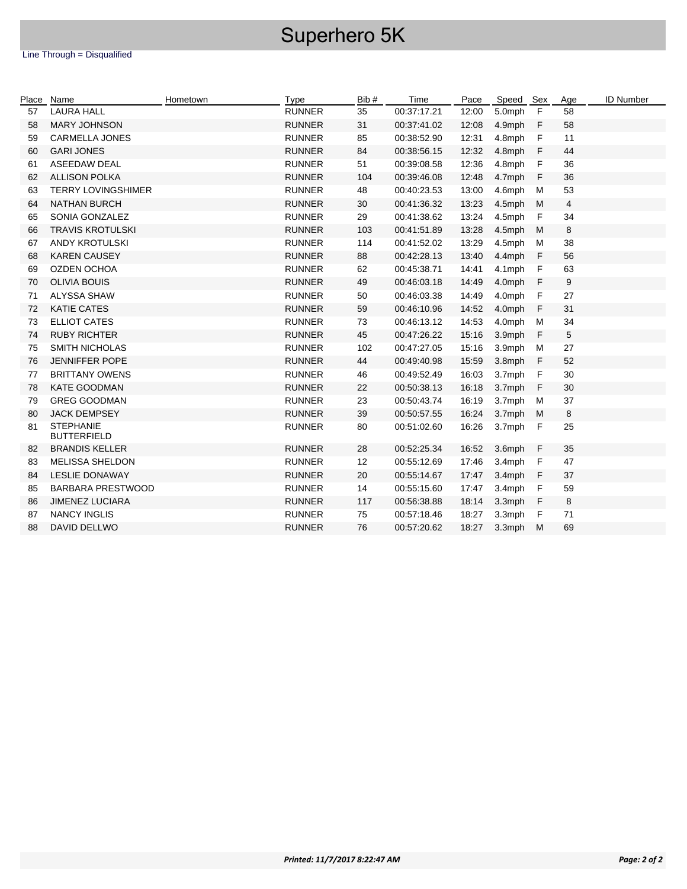# Superhero 5K

Line Through = Disqualified

| Place | Name | Hometown | Type | Bib # | Time | Pace | Speed | Sex | Age | ID Number |
|---|---|---|---|---|---|---|---|---|---|---|
| 57 | LAURA HALL | | RUNNER | 35 | 00:37:17.21 | 12:00 | 5.0mph | F | 58 | |
| 58 | MARY JOHNSON | | RUNNER | 31 | 00:37:41.02 | 12:08 | 4.9mph | F | 58 | |
| 59 | CARMELLA JONES | | RUNNER | 85 | 00:38:52.90 | 12:31 | 4.8mph | F | 11 | |
| 60 | GARI JONES | | RUNNER | 84 | 00:38:56.15 | 12:32 | 4.8mph | F | 44 | |
| 61 | ASEEDAW DEAL | | RUNNER | 51 | 00:39:08.58 | 12:36 | 4.8mph | F | 36 | |
| 62 | ALLISON POLKA | | RUNNER | 104 | 00:39:46.08 | 12:48 | 4.7mph | F | 36 | |
| 63 | TERRY LOVINGSHIMER | | RUNNER | 48 | 00:40:23.53 | 13:00 | 4.6mph | M | 53 | |
| 64 | NATHAN BURCH | | RUNNER | 30 | 00:41:36.32 | 13:23 | 4.5mph | M | 4 | |
| 65 | SONIA GONZALEZ | | RUNNER | 29 | 00:41:38.62 | 13:24 | 4.5mph | F | 34 | |
| 66 | TRAVIS KROTULSKI | | RUNNER | 103 | 00:41:51.89 | 13:28 | 4.5mph | M | 8 | |
| 67 | ANDY KROTULSKI | | RUNNER | 114 | 00:41:52.02 | 13:29 | 4.5mph | M | 38 | |
| 68 | KAREN CAUSEY | | RUNNER | 88 | 00:42:28.13 | 13:40 | 4.4mph | F | 56 | |
| 69 | OZDEN OCHOA | | RUNNER | 62 | 00:45:38.71 | 14:41 | 4.1mph | F | 63 | |
| 70 | OLIVIA BOUIS | | RUNNER | 49 | 00:46:03.18 | 14:49 | 4.0mph | F | 9 | |
| 71 | ALYSSA SHAW | | RUNNER | 50 | 00:46:03.38 | 14:49 | 4.0mph | F | 27 | |
| 72 | KATIE CATES | | RUNNER | 59 | 00:46:10.96 | 14:52 | 4.0mph | F | 31 | |
| 73 | ELLIOT CATES | | RUNNER | 73 | 00:46:13.12 | 14:53 | 4.0mph | M | 34 | |
| 74 | RUBY RICHTER | | RUNNER | 45 | 00:47:26.22 | 15:16 | 3.9mph | F | 5 | |
| 75 | SMITH NICHOLAS | | RUNNER | 102 | 00:47:27.05 | 15:16 | 3.9mph | M | 27 | |
| 76 | JENNIFFER POPE | | RUNNER | 44 | 00:49:40.98 | 15:59 | 3.8mph | F | 52 | |
| 77 | BRITTANY OWENS | | RUNNER | 46 | 00:49:52.49 | 16:03 | 3.7mph | F | 30 | |
| 78 | KATE GOODMAN | | RUNNER | 22 | 00:50:38.13 | 16:18 | 3.7mph | F | 30 | |
| 79 | GREG GOODMAN | | RUNNER | 23 | 00:50:43.74 | 16:19 | 3.7mph | M | 37 | |
| 80 | JACK DEMPSEY | | RUNNER | 39 | 00:50:57.55 | 16:24 | 3.7mph | M | 8 | |
| 81 | STEPHANIE BUTTERFIELD | | RUNNER | 80 | 00:51:02.60 | 16:26 | 3.7mph | F | 25 | |
| 82 | BRANDIS KELLER | | RUNNER | 28 | 00:52:25.34 | 16:52 | 3.6mph | F | 35 | |
| 83 | MELISSA SHELDON | | RUNNER | 12 | 00:55:12.69 | 17:46 | 3.4mph | F | 47 | |
| 84 | LESLIE DONAWAY | | RUNNER | 20 | 00:55:14.67 | 17:47 | 3.4mph | F | 37 | |
| 85 | BARBARA PRESTWOOD | | RUNNER | 14 | 00:55:15.60 | 17:47 | 3.4mph | F | 59 | |
| 86 | JIMENEZ LUCIARA | | RUNNER | 117 | 00:56:38.88 | 18:14 | 3.3mph | F | 8 | |
| 87 | NANCY INGLIS | | RUNNER | 75 | 00:57:18.46 | 18:27 | 3.3mph | F | 71 | |
| 88 | DAVID DELLWO | | RUNNER | 76 | 00:57:20.62 | 18:27 | 3.3mph | M | 69 | |

*Printed: 11/7/2017 8:22:47 AM*